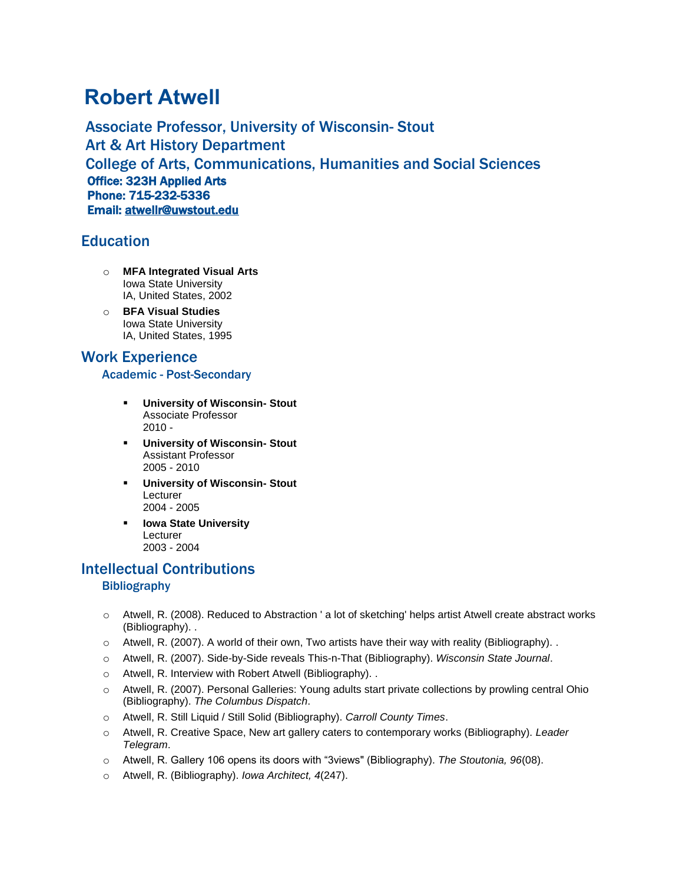# Robert Atwell

## Associate Professor, University of Wisconsin- Stout
## Art & Art History Department
## College of Arts, Communications, Humanities and Social Sciences

**Office: 323H Applied Arts**
**Phone: 715-232-5336**
**Email: atwellr@uwstout.edu**

## Education

- **MFA Integrated Visual Arts**
  Iowa State University
  IA, United States, 2002
- **BFA Visual Studies**
  Iowa State University
  IA, United States, 1995

## Work Experience

### Academic - Post-Secondary

- **University of Wisconsin- Stout**
  Associate Professor
  2010 -
- **University of Wisconsin- Stout**
  Assistant Professor
  2005 - 2010
- **University of Wisconsin- Stout**
  Lecturer
  2004 - 2005
- **Iowa State University**
  Lecturer
  2003 - 2004

## Intellectual Contributions

### Bibliography

- Atwell, R. (2008). Reduced to Abstraction ' a lot of sketching' helps artist Atwell create abstract works (Bibliography). .
- Atwell, R. (2007). A world of their own, Two artists have their way with reality (Bibliography). .
- Atwell, R. (2007). Side-by-Side reveals This-n-That (Bibliography). *Wisconsin State Journal*.
- Atwell, R. Interview with Robert Atwell (Bibliography). .
- Atwell, R. (2007). Personal Galleries: Young adults start private collections by prowling central Ohio (Bibliography). *The Columbus Dispatch*.
- Atwell, R. Still Liquid / Still Solid (Bibliography). *Carroll County Times*.
- Atwell, R. Creative Space, New art gallery caters to contemporary works (Bibliography). *Leader Telegram*.
- Atwell, R. Gallery 106 opens its doors with “3views" (Bibliography). *The Stoutonia, 96*(08).
- Atwell, R. (Bibliography). *Iowa Architect, 4*(247).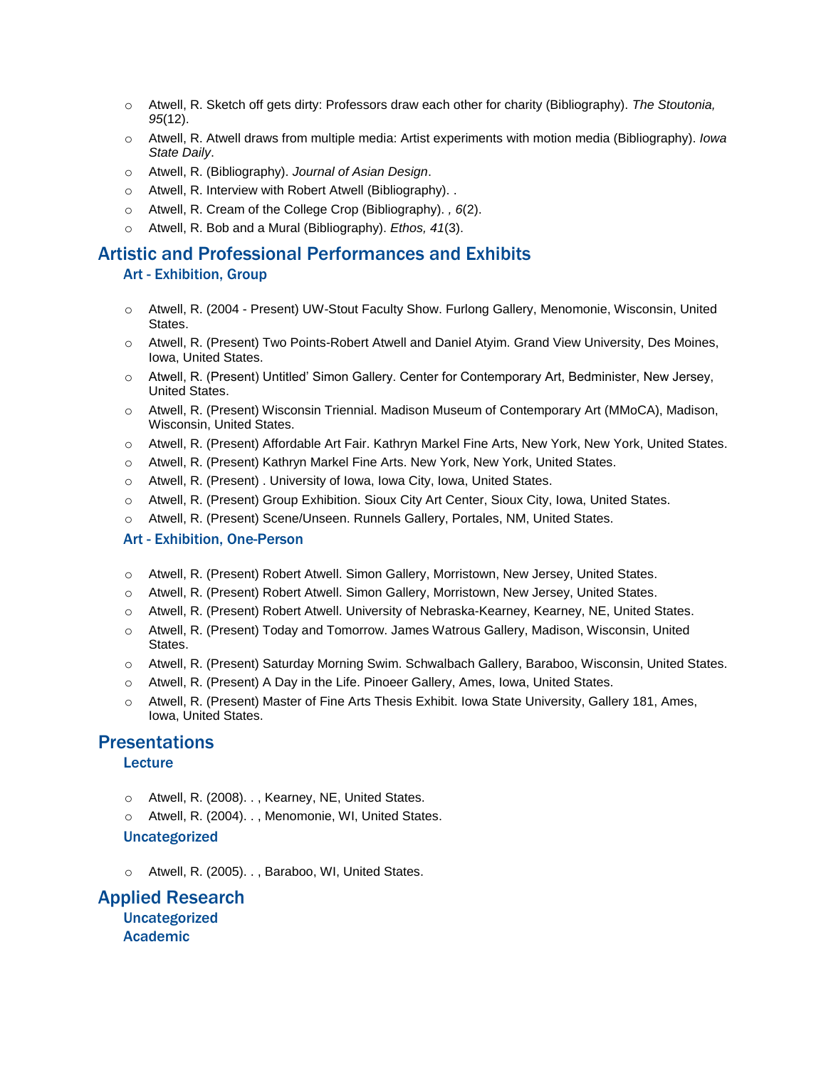- Atwell, R. Sketch off gets dirty: Professors draw each other for charity (Bibliography). *The Stoutonia, 95*(12).
- Atwell, R. Atwell draws from multiple media: Artist experiments with motion media (Bibliography). *Iowa State Daily*.
- Atwell, R. (Bibliography). *Journal of Asian Design*.
- Atwell, R. Interview with Robert Atwell (Bibliography). .
- Atwell, R. Cream of the College Crop (Bibliography). *, 6*(2).
- Atwell, R. Bob and a Mural (Bibliography). *Ethos, 41*(3).

## Artistic and Professional Performances and Exhibits

### Art - Exhibition, Group

- Atwell, R. (2004 - Present) UW-Stout Faculty Show. Furlong Gallery, Menomonie, Wisconsin, United States.
- Atwell, R. (Present) Two Points-Robert Atwell and Daniel Atyim. Grand View University, Des Moines, Iowa, United States.
- Atwell, R. (Present) Untitled' Simon Gallery. Center for Contemporary Art, Bedminister, New Jersey, United States.
- Atwell, R. (Present) Wisconsin Triennial. Madison Museum of Contemporary Art (MMoCA), Madison, Wisconsin, United States.
- Atwell, R. (Present) Affordable Art Fair. Kathryn Markel Fine Arts, New York, New York, United States.
- Atwell, R. (Present) Kathryn Markel Fine Arts. New York, New York, United States.
- Atwell, R. (Present) . University of Iowa, Iowa City, Iowa, United States.
- Atwell, R. (Present) Group Exhibition. Sioux City Art Center, Sioux City, Iowa, United States.
- Atwell, R. (Present) Scene/Unseen. Runnels Gallery, Portales, NM, United States.

### Art - Exhibition, One-Person

- Atwell, R. (Present) Robert Atwell. Simon Gallery, Morristown, New Jersey, United States.
- Atwell, R. (Present) Robert Atwell. Simon Gallery, Morristown, New Jersey, United States.
- Atwell, R. (Present) Robert Atwell. University of Nebraska-Kearney, Kearney, NE, United States.
- Atwell, R. (Present) Today and Tomorrow. James Watrous Gallery, Madison, Wisconsin, United States.
- Atwell, R. (Present) Saturday Morning Swim. Schwalbach Gallery, Baraboo, Wisconsin, United States.
- Atwell, R. (Present) A Day in the Life. Pinoeer Gallery, Ames, Iowa, United States.
- Atwell, R. (Present) Master of Fine Arts Thesis Exhibit. Iowa State University, Gallery 181, Ames, Iowa, United States.

## Presentations

### Lecture

- Atwell, R. (2008). . , Kearney, NE, United States.
- Atwell, R. (2004). . , Menomonie, WI, United States.

### Uncategorized

- Atwell, R. (2005). . , Baraboo, WI, United States.

## Applied Research

### Uncategorized

### Academic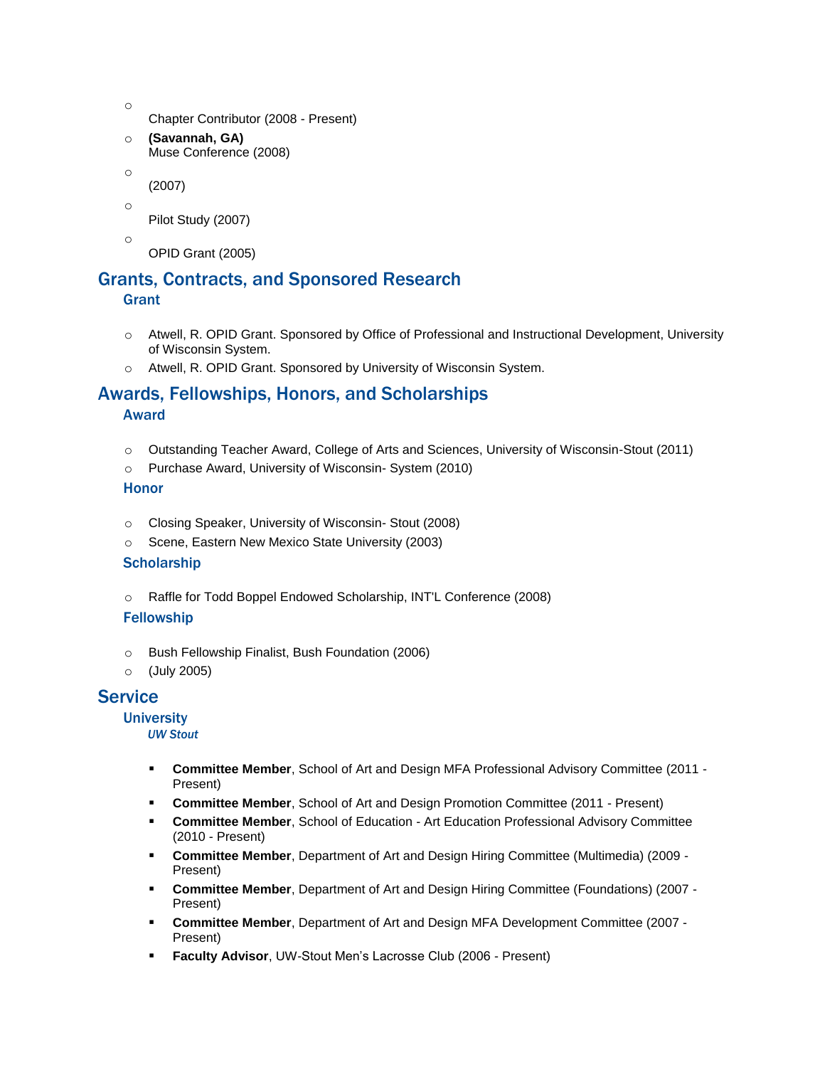- Chapter Contributor (2008 - Present)
- **(Savannah, GA)**
  Muse Conference (2008)
- (2007)
- Pilot Study (2007)
- OPID Grant (2005)

## Grants, Contracts, and Sponsored Research

### Grant

- Atwell, R. OPID Grant. Sponsored by Office of Professional and Instructional Development, University of Wisconsin System.
- Atwell, R. OPID Grant. Sponsored by University of Wisconsin System.

## Awards, Fellowships, Honors, and Scholarships

### Award

- Outstanding Teacher Award, College of Arts and Sciences, University of Wisconsin-Stout (2011)
- Purchase Award, University of Wisconsin- System (2010)

### Honor

- Closing Speaker, University of Wisconsin- Stout (2008)
- Scene, Eastern New Mexico State University (2003)

### Scholarship

- Raffle for Todd Boppel Endowed Scholarship, INT'L Conference (2008)

### Fellowship

- Bush Fellowship Finalist, Bush Foundation (2006)
- (July 2005)

## Service

### University

#### *UW Stout*

- **Committee Member**, School of Art and Design MFA Professional Advisory Committee (2011 - Present)
- **Committee Member**, School of Art and Design Promotion Committee (2011 - Present)
- **Committee Member**, School of Education - Art Education Professional Advisory Committee (2010 - Present)
- **Committee Member**, Department of Art and Design Hiring Committee (Multimedia) (2009 - Present)
- **Committee Member**, Department of Art and Design Hiring Committee (Foundations) (2007 - Present)
- **Committee Member**, Department of Art and Design MFA Development Committee (2007 - Present)
- **Faculty Advisor**, UW-Stout Men's Lacrosse Club (2006 - Present)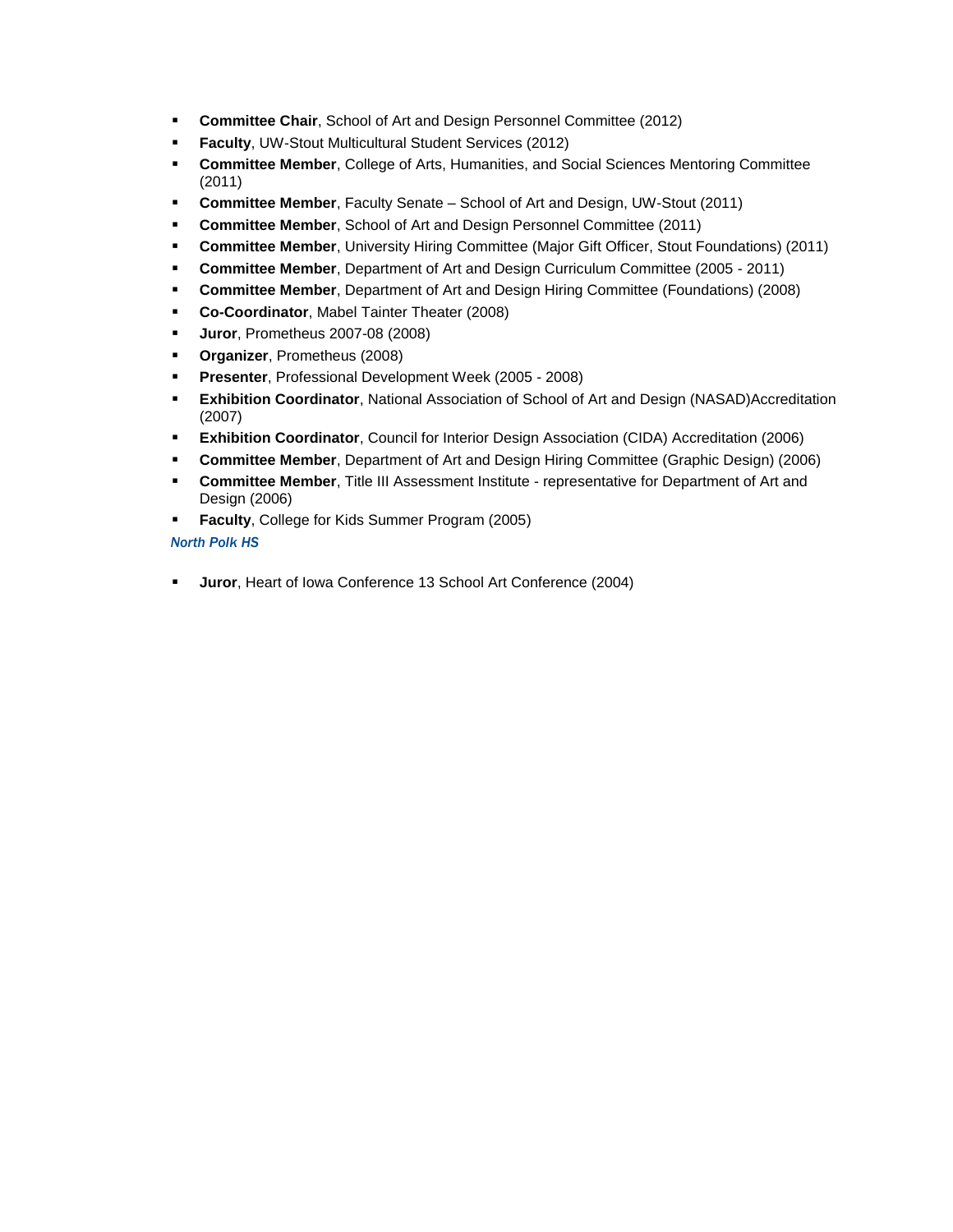- **Committee Chair**, School of Art and Design Personnel Committee (2012)
- **Faculty**, UW-Stout Multicultural Student Services (2012)
- **Committee Member**, College of Arts, Humanities, and Social Sciences Mentoring Committee (2011)
- **Committee Member**, Faculty Senate – School of Art and Design, UW-Stout (2011)
- **Committee Member**, School of Art and Design Personnel Committee (2011)
- **Committee Member**, University Hiring Committee (Major Gift Officer, Stout Foundations) (2011)
- **Committee Member**, Department of Art and Design Curriculum Committee (2005 - 2011)
- **Committee Member**, Department of Art and Design Hiring Committee (Foundations) (2008)
- **Co-Coordinator**, Mabel Tainter Theater (2008)
- **Juror**, Prometheus 2007-08 (2008)
- **Organizer**, Prometheus (2008)
- **Presenter**, Professional Development Week (2005 - 2008)
- **Exhibition Coordinator**, National Association of School of Art and Design (NASAD)Accreditation (2007)
- **Exhibition Coordinator**, Council for Interior Design Association (CIDA) Accreditation (2006)
- **Committee Member**, Department of Art and Design Hiring Committee (Graphic Design) (2006)
- **Committee Member**, Title III Assessment Institute - representative for Department of Art and Design (2006)
- **Faculty**, College for Kids Summer Program (2005)

***North Polk HS***

- **Juror**, Heart of Iowa Conference 13 School Art Conference (2004)